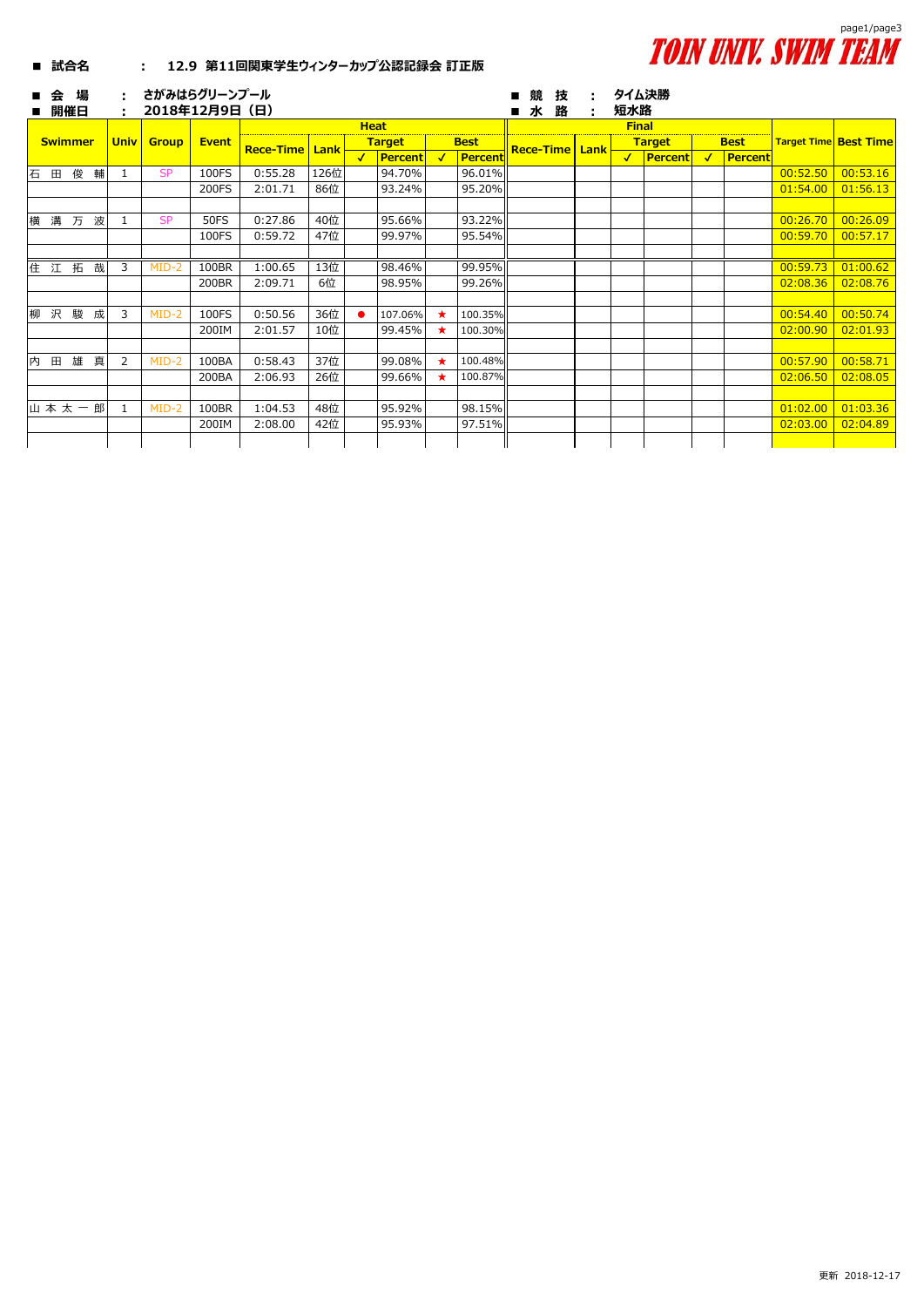TOIN UNIV. SWIM TEAM

■ 試合名 : 12.9 第11回関東学生ウィンターカップ公認記録会 訂正版

■ 会 場 : さがみはらグリーンプール

■ 開催日 : 2018年12月9日（日）

■ 競 技 : タイム決勝

■ 水 路 : 短水路

| Swimmer | Univ | Group | Event | Heat | | | | | | | Final | | | | | | | Target Time | Best Time |
|---|---|---|---|---|---|---|---|---|---|---|---|---|---|---|---|---|---|---|---|
| | | | | Rece-Time | Lank | Target | | Best | | | Rece-Time | Lank | Target | | Best | | | | |
| | | | | | | ✓ | Percent | ✓ | Percent | | | | ✓ | Percent | ✓ | Percent | | | |
| 石 田 俊 輔 | 1 | SP | 100FS | 0:55.28 | 126位 | | 94.70% | | 96.01% | | | | | | | | | 00:52.50 | 00:53.16 |
| | | | 200FS | 2:01.71 | 86位 | | 93.24% | | 95.20% | | | | | | | | | 01:54.00 | 01:56.13 |
| 横 溝 万 波 | 1 | SP | 50FS | 0:27.86 | 40位 | | 95.66% | | 93.22% | | | | | | | | | 00:26.70 | 00:26.09 |
| | | | 100FS | 0:59.72 | 47位 | | 99.97% | | 95.54% | | | | | | | | | 00:59.70 | 00:57.17 |
| 住 江 拓 哉 | 3 | MID-2 | 100BR | 1:00.65 | 13位 | | 98.46% | | 99.95% | | | | | | | | | 00:59.73 | 01:00.62 |
| | | | 200BR | 2:09.71 | 6位 | | 98.95% | | 99.26% | | | | | | | | | 02:08.36 | 02:08.76 |
| 柳 沢 駿 成 | 3 | MID-2 | 100FS | 0:50.56 | 36位 | ● | 107.06% | ★ | 100.35% | | | | | | | | | 00:54.40 | 00:50.74 |
| | | | 200IM | 2:01.57 | 10位 | | 99.45% | ★ | 100.30% | | | | | | | | | 02:00.90 | 02:01.93 |
| 内 田 雄 真 | 2 | MID-2 | 100BA | 0:58.43 | 37位 | | 99.08% | ★ | 100.48% | | | | | | | | | 00:57.90 | 00:58.71 |
| | | | 200BA | 2:06.93 | 26位 | | 99.66% | ★ | 100.87% | | | | | | | | | 02:06.50 | 02:08.05 |
| 山 本 太 一 郎 | 1 | MID-2 | 100BR | 1:04.53 | 48位 | | 95.92% | | 98.15% | | | | | | | | | 01:02.00 | 01:03.36 |
| | | | 200IM | 2:08.00 | 42位 | | 95.93% | | 97.51% | | | | | | | | | 02:03.00 | 02:04.89 |

更新 2018-12-17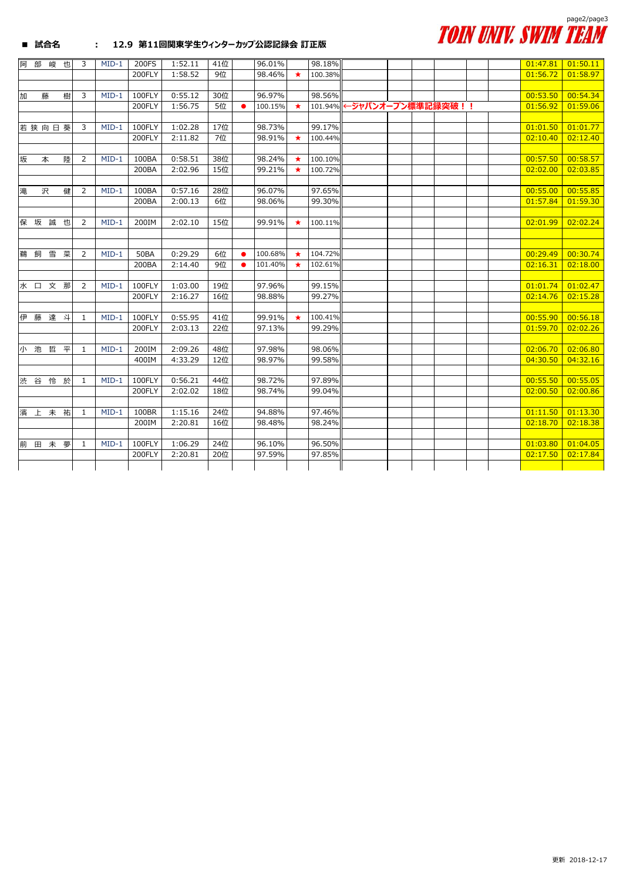■ 試合名　：　12.9 第11回関東学生ウィンターカップ公認記録会 訂正版

TOIN UNIV. SWIM TEAM

| 氏名 | 学年 | 区分 | 種目 | 記録 | 順位 | | | | % | | | | | | | |
|---|---|---|---|---|---|---|---|---|---|---|---|---|---|---|---|---|
| 阿部峻也 | 3 | MID-1 | 200FS | 1:52.11 | 41位 | | 96.01% | | 98.18% | | | | | | 01:47.81 | 01:50.11 |
| | | | 200FLY | 1:58.52 | 9位 | | 98.46% | ★ | 100.38% | | | | | | 01:56.72 | 01:58.97 |
| 加藤樹 | 3 | MID-1 | 100FLY | 0:55.12 | 30位 | | 96.97% | | 98.56% | | | | | | 00:53.50 | 00:54.34 |
| | | | 200FLY | 1:56.75 | 5位 | ● | 100.15% | ★ | 101.94% | ←ジャパンオープン標準記録突破！！ | | | | | 01:56.92 | 01:59.06 |
| 若狭向日葵 | 3 | MID-1 | 100FLY | 1:02.28 | 17位 | | 98.73% | | 99.17% | | | | | | 01:01.50 | 01:01.77 |
| | | | 200FLY | 2:11.82 | 7位 | | 98.91% | ★ | 100.44% | | | | | | 02:10.40 | 02:12.40 |
| 坂本陸 | 2 | MID-1 | 100BA | 0:58.51 | 38位 | | 98.24% | ★ | 100.10% | | | | | | 00:57.50 | 00:58.57 |
| | | | 200BA | 2:02.96 | 15位 | | 99.21% | ★ | 100.72% | | | | | | 02:02.00 | 02:03.85 |
| 滝沢健 | 2 | MID-1 | 100BA | 0:57.16 | 28位 | | 96.07% | | 97.65% | | | | | | 00:55.00 | 00:55.85 |
| | | | 200BA | 2:00.13 | 6位 | | 98.06% | | 99.30% | | | | | | 01:57.84 | 01:59.30 |
| 保坂誠也 | 2 | MID-1 | 200IM | 2:02.10 | 15位 | | 99.91% | ★ | 100.11% | | | | | | 02:01.99 | 02:02.24 |
| 鵜飼雪菜 | 2 | MID-1 | 50BA | 0:29.29 | 6位 | ● | 100.68% | ★ | 104.72% | | | | | | 00:29.49 | 00:30.74 |
| | | | 200BA | 2:14.40 | 9位 | ● | 101.40% | ★ | 102.61% | | | | | | 02:16.31 | 02:18.00 |
| 水口文那 | 2 | MID-1 | 100FLY | 1:03.00 | 19位 | | 97.96% | | 99.15% | | | | | | 01:01.74 | 01:02.47 |
| | | | 200FLY | 2:16.27 | 16位 | | 98.88% | | 99.27% | | | | | | 02:14.76 | 02:15.28 |
| 伊藤達斗 | 1 | MID-1 | 100FLY | 0:55.95 | 41位 | | 99.91% | ★ | 100.41% | | | | | | 00:55.90 | 00:56.18 |
| | | | 200FLY | 2:03.13 | 22位 | | 97.13% | | 99.29% | | | | | | 01:59.70 | 02:02.26 |
| 小池哲平 | 1 | MID-1 | 200IM | 2:09.26 | 48位 | | 97.98% | | 98.06% | | | | | | 02:06.70 | 02:06.80 |
| | | | 400IM | 4:33.29 | 12位 | | 98.97% | | 99.58% | | | | | | 04:30.50 | 04:32.16 |
| 渋谷怜於 | 1 | MID-1 | 100FLY | 0:56.21 | 44位 | | 98.72% | | 97.89% | | | | | | 00:55.50 | 00:55.05 |
| | | | 200FLY | 2:02.02 | 18位 | | 98.74% | | 99.04% | | | | | | 02:00.50 | 02:00.86 |
| 濱上未祐 | 1 | MID-1 | 100BR | 1:15.16 | 24位 | | 94.88% | | 97.46% | | | | | | 01:11.50 | 01:13.30 |
| | | | 200IM | 2:20.81 | 16位 | | 98.48% | | 98.24% | | | | | | 02:18.70 | 02:18.38 |
| 前田未夢 | 1 | MID-1 | 100FLY | 1:06.29 | 24位 | | 96.10% | | 96.50% | | | | | | 01:03.80 | 01:04.05 |
| | | | 200FLY | 2:20.81 | 20位 | | 97.59% | | 97.85% | | | | | | 02:17.50 | 02:17.84 |

更新 2018-12-17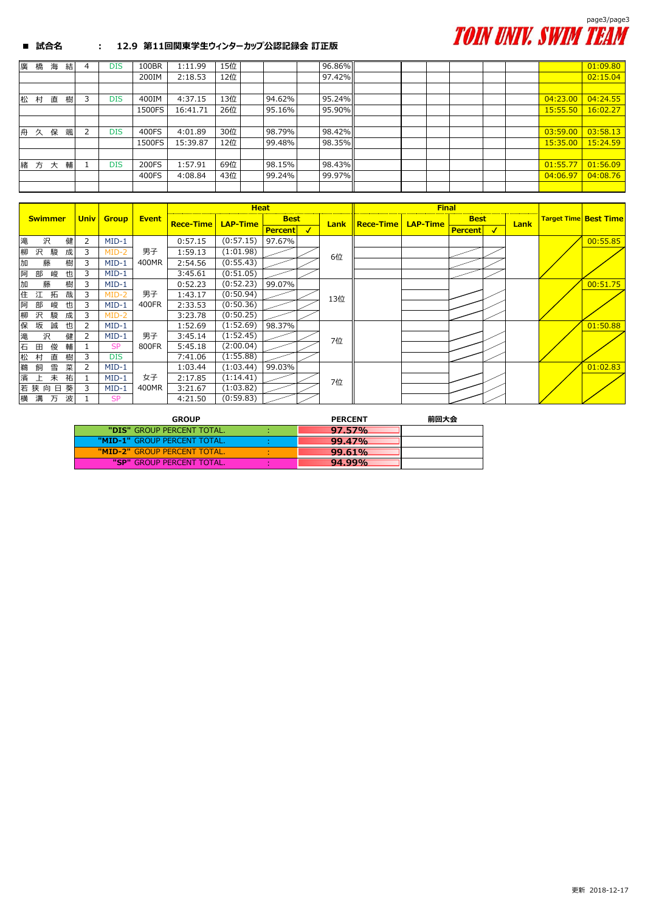■ 試合名　：　12.9 第11回関東学生ウィンターカップ公認記録会 訂正版

TOIN UNIV. SWIM TEAM

| | | | | | | | | | | | | | | | |
|---|---|---|---|---|---|---|---|---|---|---|---|---|---|---|---|
| 廣 橋 海 結 | 4 | DIS | 100BR | 1:11.99 | 15位 | | | | 96.86% | | | | | | 01:09.80 |
| | | | 200IM | 2:18.53 | 12位 | | | | 97.42% | | | | | | 02:15.04 |
| | | | | | | | | | | | | | | | |
| 松 村 直 樹 | 3 | DIS | 400IM | 4:37.15 | 13位 | | 94.62% | | 95.24% | | | | | 04:23.00 | 04:24.55 |
| | | | 1500FS | 16:41.71 | 26位 | | 95.16% | | 95.90% | | | | | 15:55.50 | 16:02.27 |
| | | | | | | | | | | | | | | | |
| 舟 久 保 颯 | 2 | DIS | 400FS | 4:01.89 | 30位 | | 98.79% | | 98.42% | | | | | 03:59.00 | 03:58.13 |
| | | | 1500FS | 15:39.87 | 12位 | | 99.48% | | 98.35% | | | | | 15:35.00 | 15:24.59 |
| | | | | | | | | | | | | | | | |
| 緒 方 大 輔 | 1 | DIS | 200FS | 1:57.91 | 69位 | | 98.15% | | 98.43% | | | | | 01:55.77 | 01:56.09 |
| | | | 400FS | 4:08.84 | 43位 | | 99.24% | | 99.97% | | | | | 04:06.97 | 04:08.76 |

| Swimmer | Univ | Group | Event | Heat | | | | | Final | | | | | Target Time | Best Time |
|---|---|---|---|---|---|---|---|---|---|---|---|---|---|---|---|
| | | | | Rece-Time | LAP-Time | Best Percent | ✓ | Lank | Rece-Time | LAP-Time | Best Percent | ✓ | Lank | | |
| 滝 沢 健 | 2 | MID-1 | 男子 400MR | 0:57.15 | (0:57.15) | 97.67% | | 6位 | | | | | | | 00:55.85 |
| 柳 沢 駿 成 | 3 | MID-2 | | 1:59.13 | (1:01.98) | | | | | | | | | | |
| 加 藤 樹 | 3 | MID-1 | | 2:54.56 | (0:55.43) | | | | | | | | | | |
| 阿 部 峻 也 | 3 | MID-1 | | 3:45.61 | (0:51.05) | | | | | | | | | | |
| 加 藤 樹 | 3 | MID-1 | 男子 400FR | 0:52.23 | (0:52.23) | 99.07% | | 13位 | | | | | | | 00:51.75 |
| 住 江 拓 哉 | 3 | MID-2 | | 1:43.17 | (0:50.94) | | | | | | | | | | |
| 阿 部 峻 也 | 3 | MID-1 | | 2:33.53 | (0:50.36) | | | | | | | | | | |
| 柳 沢 駿 成 | 3 | MID-2 | | 3:23.78 | (0:50.25) | | | | | | | | | | |
| 保 坂 誠 也 | 2 | MID-1 | 男子 800FR | 1:52.69 | (1:52.69) | 98.37% | | 7位 | | | | | | | 01:50.88 |
| 滝 沢 健 | 2 | MID-1 | | 3:45.14 | (1:52.45) | | | | | | | | | | |
| 石 田 俊 輔 | 1 | SP | | 5:45.18 | (2:00.04) | | | | | | | | | | |
| 松 村 直 樹 | 3 | DIS | | 7:41.06 | (1:55.88) | | | | | | | | | | |
| 鵜 飼 雪 菜 | 2 | MID-1 | 女子 400MR | 1:03.44 | (1:03.44) | 99.03% | | 7位 | | | | | | | 01:02.83 |
| 濱 上 未 祐 | 1 | MID-1 | | 2:17.85 | (1:14.41) | | | | | | | | | | |
| 若 狭 向 日 葵 | 3 | MID-1 | | 3:21.67 | (1:03.82) | | | | | | | | | | |
| 横 溝 万 波 | 1 | SP | | 4:21.50 | (0:59.83) | | | | | | | | | | |

| GROUP | | PERCENT | 前回大会 |
|---|---|---|---|
| "DIS" GROUP PERCENT TOTAL. | : | 97.57% | |
| "MID-1" GROUP PERCENT TOTAL. | : | 99.47% | |
| "MID-2" GROUP PERCENT TOTAL. | : | 99.61% | |
| "SP" GROUP PERCENT TOTAL. | : | 94.99% | |

更新 2018-12-17